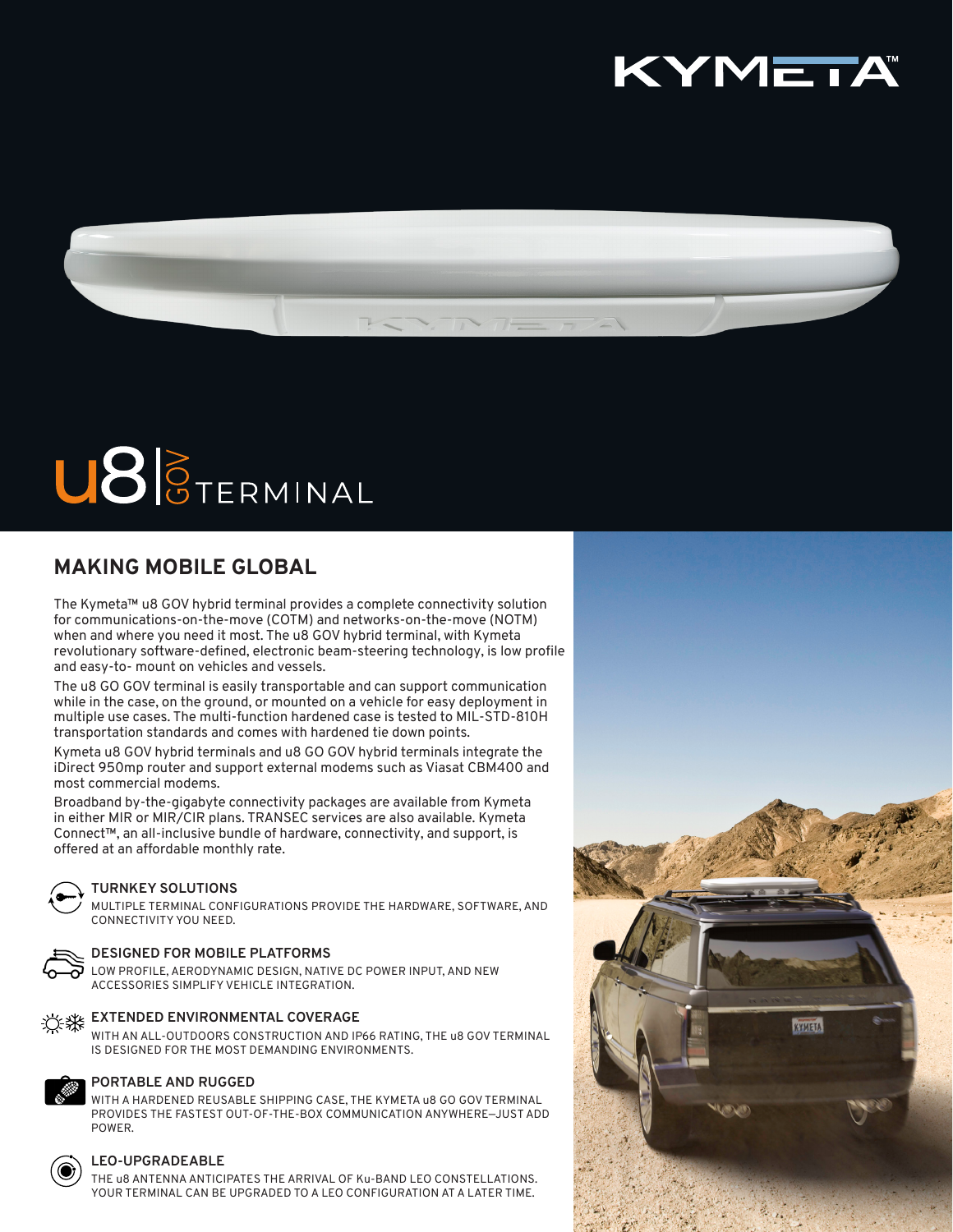KYMETA™

# u8 | GOV TERMINAL

## MAKING MOBILE GLOBAL

The Kymeta™ u8 GOV hybrid terminal provides a complete connectivity solution for communications-on-the-move (COTM) and networks-on-the-move (NOTM) when and where you need it most. The u8 GOV hybrid terminal, with Kymeta revolutionary software-defined, electronic beam-steering technology, is low profile and easy-to- mount on vehicles and vessels.

The u8 GO GOV terminal is easily transportable and can support communication while in the case, on the ground, or mounted on a vehicle for easy deployment in multiple use cases. The multi-function hardened case is tested to MIL-STD-810H transportation standards and comes with hardened tie down points.

Kymeta u8 GOV hybrid terminals and u8 GO GOV hybrid terminals integrate the iDirect 950mp router and support external modems such as Viasat CBM400 and most commercial modems.

Broadband by-the-gigabyte connectivity packages are available from Kymeta in either MIR or MIR/CIR plans. TRANSEC services are also available. Kymeta Connect™, an all-inclusive bundle of hardware, connectivity, and support, is offered at an affordable monthly rate.

### TURNKEY SOLUTIONS

MULTIPLE TERMINAL CONFIGURATIONS PROVIDE THE HARDWARE, SOFTWARE, AND CONNECTIVITY YOU NEED.

### DESIGNED FOR MOBILE PLATFORMS

LOW PROFILE, AERODYNAMIC DESIGN, NATIVE DC POWER INPUT, AND NEW ACCESSORIES SIMPLIFY VEHICLE INTEGRATION.

### EXTENDED ENVIRONMENTAL COVERAGE

WITH AN ALL-OUTDOORS CONSTRUCTION AND IP66 RATING, THE u8 GOV TERMINAL IS DESIGNED FOR THE MOST DEMANDING ENVIRONMENTS.

### PORTABLE AND RUGGED

WITH A HARDENED REUSABLE SHIPPING CASE, THE KYMETA u8 GO GOV TERMINAL PROVIDES THE FASTEST OUT-OF-THE-BOX COMMUNICATION ANYWHERE—JUST ADD POWER.

### LEO-UPGRADEABLE

THE u8 ANTENNA ANTICIPATES THE ARRIVAL OF Ku-BAND LEO CONSTELLATIONS. YOUR TERMINAL CAN BE UPGRADED TO A LEO CONFIGURATION AT A LATER TIME.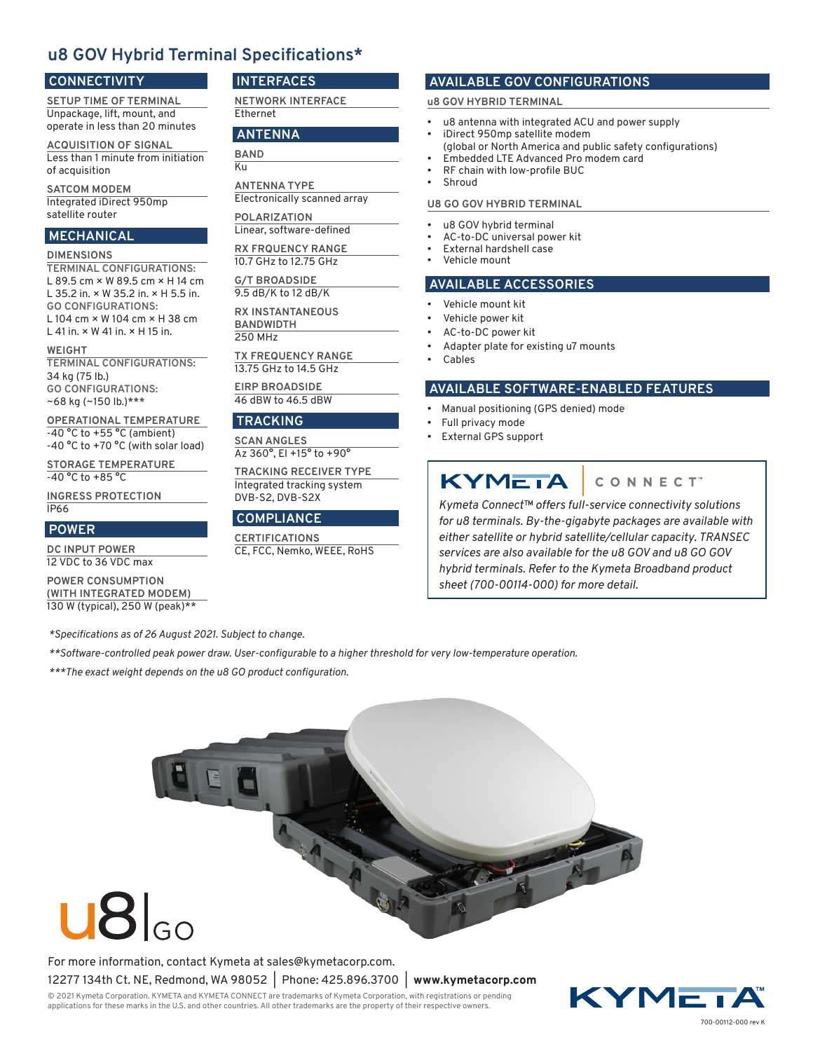# u8 GOV Hybrid Terminal Specifications*

## CONNECTIVITY

**SETUP TIME OF TERMINAL**
Unpackage, lift, mount, and operate in less than 20 minutes

**ACQUISITION OF SIGNAL**
Less than 1 minute from initiation of acquisition

**SATCOM MODEM**
Integrated iDirect 950mp satellite router

## MECHANICAL

**DIMENSIONS**
**TERMINAL CONFIGURATIONS:**
L 89.5 cm × W 89.5 cm × H 14 cm
L 35.2 in. × W 35.2 in. × H 5.5 in.
**GO CONFIGURATIONS:**
L 104 cm × W 104 cm × H 38 cm
L 41 in. × W 41 in. × H 15 in.

**WEIGHT**
**TERMINAL CONFIGURATIONS:**
34 kg (75 lb.)
**GO CONFIGURATIONS:**
~68 kg (~150 lb.)***

**OPERATIONAL TEMPERATURE**
-40 °C to +55 °C (ambient)
-40 °C to +70 °C (with solar load)

**STORAGE TEMPERATURE**
-40 °C to +85 °C

**INGRESS PROTECTION**
IP66

## POWER

**DC INPUT POWER**
12 VDC to 36 VDC max

**POWER CONSUMPTION (WITH INTEGRATED MODEM)**
130 W (typical), 250 W (peak)**

## INTERFACES

**NETWORK INTERFACE**
Ethernet

## ANTENNA

**BAND**
Ku

**ANTENNA TYPE**
Electronically scanned array

**POLARIZATION**
Linear, software-defined

**RX FRQUENCY RANGE**
10.7 GHz to 12.75 GHz

**G/T BROADSIDE**
9.5 dB/K to 12 dB/K

**RX INSTANTANEOUS BANDWIDTH**
250 MHz

**TX FREQUENCY RANGE**
13.75 GHz to 14.5 GHz

**EIRP BROADSIDE**
46 dBW to 46.5 dBW

## TRACKING

**SCAN ANGLES**
Az 360°, El +15° to +90°

**TRACKING RECEIVER TYPE**
Integrated tracking system
DVB-S2, DVB-S2X

## COMPLIANCE

**CERTIFICATIONS**
CE, FCC, Nemko, WEEE, RoHS

## AVAILABLE GOV CONFIGURATIONS

**u8 GOV HYBRID TERMINAL**

- u8 antenna with integrated ACU and power supply
- iDirect 950mp satellite modem (global or North America and public safety configurations)
- Embedded LTE Advanced Pro modem card
- RF chain with low-profile BUC
- Shroud

**U8 GO GOV HYBRID TERMINAL**

- u8 GOV hybrid terminal
- AC-to-DC universal power kit
- External hardshell case
- Vehicle mount

## AVAILABLE ACCESSORIES

- Vehicle mount kit
- Vehicle power kit
- AC-to-DC power kit
- Adapter plate for existing u7 mounts
- Cables

## AVAILABLE SOFTWARE-ENABLED FEATURES

- Manual positioning (GPS denied) mode
- Full privacy mode
- External GPS support

**KYMETA CONNECT™**

*Kymeta Connect™ offers full-service connectivity solutions for u8 terminals. By-the-gigabyte packages are available with either satellite or hybrid satellite/cellular capacity. TRANSEC services are also available for the u8 GOV and u8 GO GOV hybrid terminals. Refer to the Kymeta Broadband product sheet (700-00114-000) for more detail.*

*Specifications as of 26 August 2021. Subject to change.

**Software-controlled peak power draw. User-configurable to a higher threshold for very low-temperature operation.

***The exact weight depends on the u8 GO product configuration.

u8 | GO

For more information, contact Kymeta at sales@kymetacorp.com.
12277 134th Ct. NE, Redmond, WA 98052 | Phone: 425.896.3700 | **www.kymetacorp.com**

© 2021 Kymeta Corporation. KYMETA and KYMETA CONNECT are trademarks of Kymeta Corporation, with registrations or pending applications for these marks in the U.S. and other countries. All other trademarks are the property of their respective owners.

KYMETA™

700-00112-000 rev K